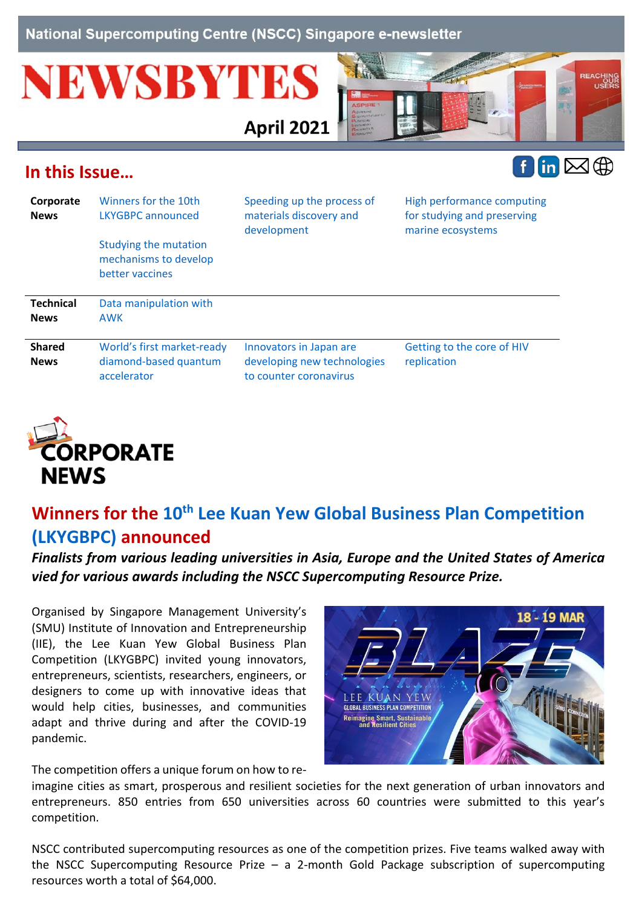National Supercomputing Centre (NSCC) Singapore e-newsletter

# NEWSBYTES

April 2021

## In this Issue…

| | | | |
|---|---|---|---|
| **Corporate News** | Winners for the 10th LKYGBPC announced<br><br>Studying the mutation mechanisms to develop better vaccines | Speeding up the process of materials discovery and development | High performance computing for studying and preserving marine ecosystems |
| **Technical News** | Data manipulation with AWK | | |
| **Shared News** | World's first market-ready diamond-based quantum accelerator | Innovators in Japan are developing new technologies to counter coronavirus | Getting to the core of HIV replication |

# CORPORATE NEWS

## Winners for the 10th Lee Kuan Yew Global Business Plan Competition (LKYGBPC) announced

***Finalists from various leading universities in Asia, Europe and the United States of America vied for various awards including the NSCC Supercomputing Resource Prize.***

Organised by Singapore Management University's (SMU) Institute of Innovation and Entrepreneurship (IIE), the Lee Kuan Yew Global Business Plan Competition (LKYGBPC) invited young innovators, entrepreneurs, scientists, researchers, engineers, or designers to come up with innovative ideas that would help cities, businesses, and communities adapt and thrive during and after the COVID-19 pandemic.

The competition offers a unique forum on how to re-imagine cities as smart, prosperous and resilient societies for the next generation of urban innovators and entrepreneurs. 850 entries from 650 universities across 60 countries were submitted to this year's competition.

NSCC contributed supercomputing resources as one of the competition prizes. Five teams walked away with the NSCC Supercomputing Resource Prize – a 2-month Gold Package subscription of supercomputing resources worth a total of $64,000.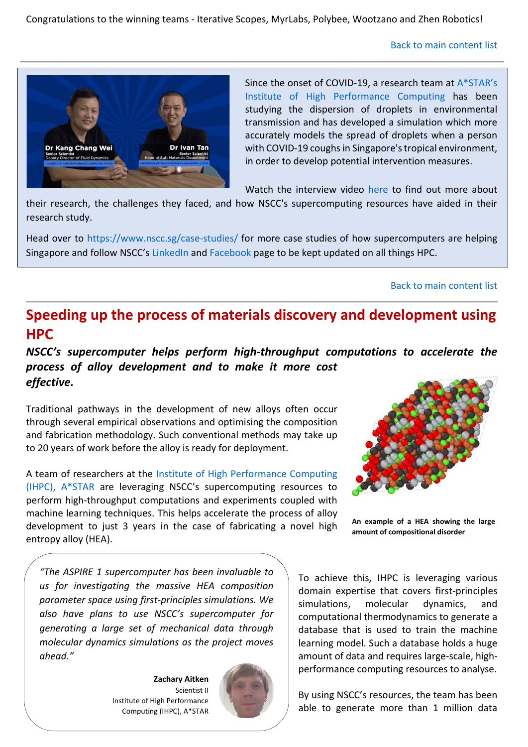Congratulations to the winning teams - Iterative Scopes, MyrLabs, Polybee, Wootzano and Zhen Robotics!

Back to main content list

Since the onset of COVID-19, a research team at A*STAR's Institute of High Performance Computing has been studying the dispersion of droplets in environmental transmission and has developed a simulation which more accurately models the spread of droplets when a person with COVID-19 coughs in Singapore's tropical environment, in order to develop potential intervention measures.

Watch the interview video here to find out more about their research, the challenges they faced, and how NSCC's supercomputing resources have aided in their research study.

Head over to https://www.nscc.sg/case-studies/ for more case studies of how supercomputers are helping Singapore and follow NSCC's LinkedIn and Facebook page to be kept updated on all things HPC.

Back to main content list

## Speeding up the process of materials discovery and development using HPC

***NSCC's supercomputer helps perform high-throughput computations to accelerate the process of alloy development and to make it more cost effective.***

Traditional pathways in the development of new alloys often occur through several empirical observations and optimising the composition and fabrication methodology. Such conventional methods may take up to 20 years of work before the alloy is ready for deployment.

A team of researchers at the Institute of High Performance Computing (IHPC), A*STAR are leveraging NSCC's supercomputing resources to perform high-throughput computations and experiments coupled with machine learning techniques. This helps accelerate the process of alloy development to just 3 years in the case of fabricating a novel high entropy alloy (HEA).

**An example of a HEA showing the large amount of compositional disorder**

*"The ASPIRE 1 supercomputer has been invaluable to us for investigating the massive HEA composition parameter space using first-principles simulations. We also have plans to use NSCC's supercomputer for generating a large set of mechanical data through molecular dynamics simulations as the project moves ahead."*

**Zachary Aitken**
Scientist II
Institute of High Performance Computing (IHPC), A*STAR

To achieve this, IHPC is leveraging various domain expertise that covers first-principles simulations, molecular dynamics, and computational thermodynamics to generate a database that is used to train the machine learning model. Such a database holds a huge amount of data and requires large-scale, high-performance computing resources to analyse.

By using NSCC's resources, the team has been able to generate more than 1 million data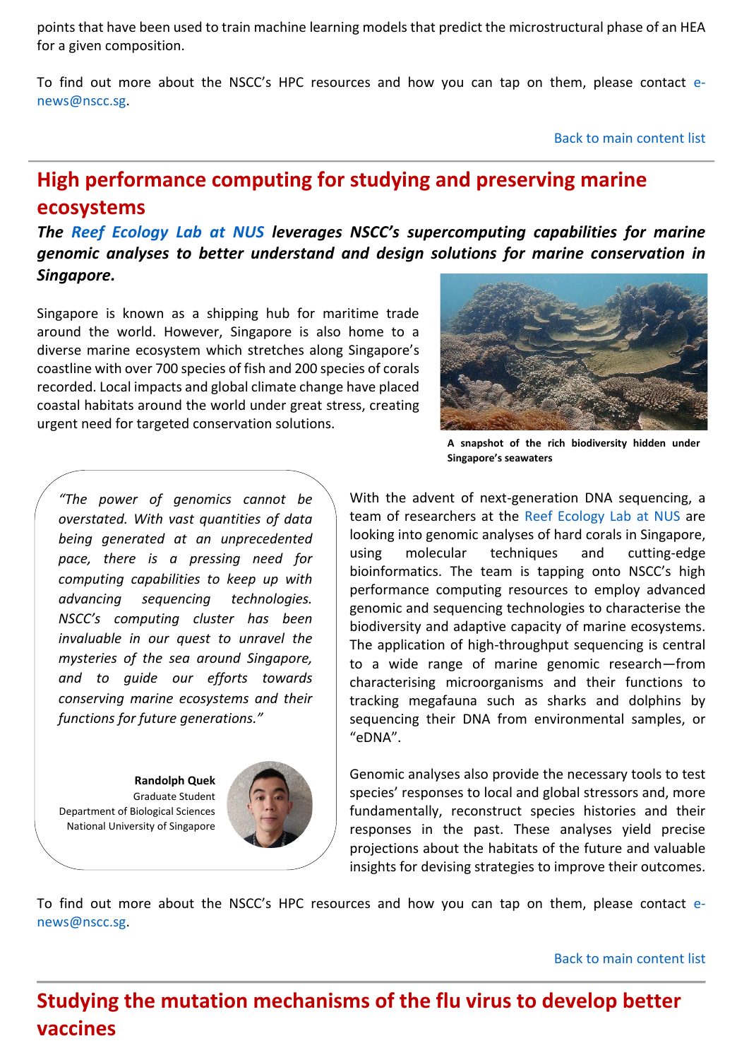points that have been used to train machine learning models that predict the microstructural phase of an HEA for a given composition.

To find out more about the NSCC's HPC resources and how you can tap on them, please contact e-news@nscc.sg.

Back to main content list

## High performance computing for studying and preserving marine ecosystems

***The Reef Ecology Lab at NUS leverages NSCC's supercomputing capabilities for marine genomic analyses to better understand and design solutions for marine conservation in Singapore.***

Singapore is known as a shipping hub for maritime trade around the world. However, Singapore is also home to a diverse marine ecosystem which stretches along Singapore's coastline with over 700 species of fish and 200 species of corals recorded. Local impacts and global climate change have placed coastal habitats around the world under great stress, creating urgent need for targeted conservation solutions.

**A snapshot of the rich biodiversity hidden under Singapore's seawaters**

*"The power of genomics cannot be overstated. With vast quantities of data being generated at an unprecedented pace, there is a pressing need for computing capabilities to keep up with advancing sequencing technologies. NSCC's computing cluster has been invaluable in our quest to unravel the mysteries of the sea around Singapore, and to guide our efforts towards conserving marine ecosystems and their functions for future generations."*

**Randolph Quek**
Graduate Student
Department of Biological Sciences
National University of Singapore

With the advent of next-generation DNA sequencing, a team of researchers at the Reef Ecology Lab at NUS are looking into genomic analyses of hard corals in Singapore, using molecular techniques and cutting-edge bioinformatics. The team is tapping onto NSCC's high performance computing resources to employ advanced genomic and sequencing technologies to characterise the biodiversity and adaptive capacity of marine ecosystems. The application of high-throughput sequencing is central to a wide range of marine genomic research—from characterising microorganisms and their functions to tracking megafauna such as sharks and dolphins by sequencing their DNA from environmental samples, or "eDNA".

Genomic analyses also provide the necessary tools to test species' responses to local and global stressors and, more fundamentally, reconstruct species histories and their responses in the past. These analyses yield precise projections about the habitats of the future and valuable insights for devising strategies to improve their outcomes.

To find out more about the NSCC's HPC resources and how you can tap on them, please contact e-news@nscc.sg.

Back to main content list

## Studying the mutation mechanisms of the flu virus to develop better vaccines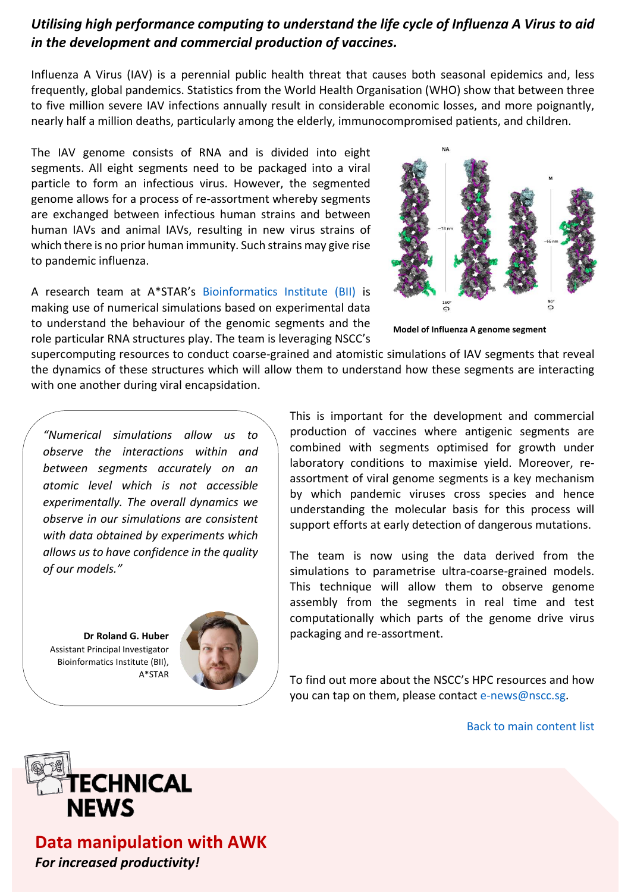***Utilising high performance computing to understand the life cycle of Influenza A Virus to aid in the development and commercial production of vaccines.***

Influenza A Virus (IAV) is a perennial public health threat that causes both seasonal epidemics and, less frequently, global pandemics. Statistics from the World Health Organisation (WHO) show that between three to five million severe IAV infections annually result in considerable economic losses, and more poignantly, nearly half a million deaths, particularly among the elderly, immunocompromised patients, and children.

The IAV genome consists of RNA and is divided into eight segments. All eight segments need to be packaged into a viral particle to form an infectious virus. However, the segmented genome allows for a process of re-assortment whereby segments are exchanged between infectious human strains and between human IAVs and animal IAVs, resulting in new virus strains of which there is no prior human immunity. Such strains may give rise to pandemic influenza.

A research team at A*STAR's Bioinformatics Institute (BII) is making use of numerical simulations based on experimental data to understand the behaviour of the genomic segments and the role particular RNA structures play. The team is leveraging NSCC's supercomputing resources to conduct coarse-grained and atomistic simulations of IAV segments that reveal the dynamics of these structures which will allow them to understand how these segments are interacting with one another during viral encapsidation.

**Model of Influenza A genome segment**

> *"Numerical simulations allow us to observe the interactions within and between segments accurately on an atomic level which is not accessible experimentally. The overall dynamics we observe in our simulations are consistent with data obtained by experiments which allows us to have confidence in the quality of our models."*
>
> **Dr Roland G. Huber**
> Assistant Principal Investigator
> Bioinformatics Institute (BII),
> A*STAR

This is important for the development and commercial production of vaccines where antigenic segments are combined with segments optimised for growth under laboratory conditions to maximise yield. Moreover, re-assortment of viral genome segments is a key mechanism by which pandemic viruses cross species and hence understanding the molecular basis for this process will support efforts at early detection of dangerous mutations.

The team is now using the data derived from the simulations to parametrise ultra-coarse-grained models. This technique will allow them to observe genome assembly from the segments in real time and test computationally which parts of the genome drive virus packaging and re-assortment.

To find out more about the NSCC's HPC resources and how you can tap on them, please contact e-news@nscc.sg.

Back to main content list

# TECHNICAL NEWS

## Data manipulation with AWK

***For increased productivity!***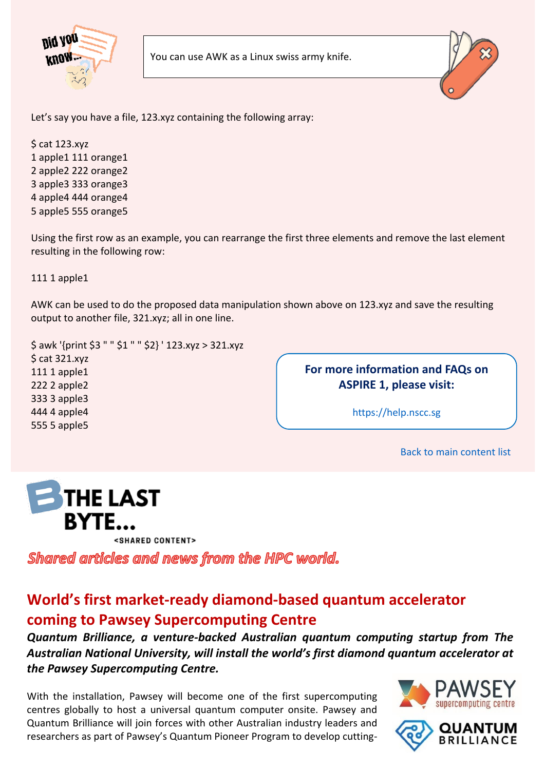Did you know...

You can use AWK as a Linux swiss army knife.

Let's say you have a file, 123.xyz containing the following array:

```
$ cat 123.xyz
1 apple1 111 orange1
2 apple2 222 orange2
3 apple3 333 orange3
4 apple4 444 orange4
5 apple5 555 orange5
```

Using the first row as an example, you can rearrange the first three elements and remove the last element resulting in the following row:

```
111 1 apple1
```

AWK can be used to do the proposed data manipulation shown above on 123.xyz and save the resulting output to another file, 321.xyz; all in one line.

```
$ awk '{print $3 " " $1 " " $2} ' 123.xyz > 321.xyz
$ cat 321.xyz
111 1 apple1
222 2 apple2
333 3 apple3
444 4 apple4
555 5 apple5
```

**For more information and FAQs on ASPIRE 1, please visit:**

https://help.nscc.sg

Back to main content list

# THE LAST BYTE...

<SHARED CONTENT>

*Shared articles and news from the HPC world.*

## World's first market-ready diamond-based quantum accelerator coming to Pawsey Supercomputing Centre

***Quantum Brilliance, a venture-backed Australian quantum computing startup from The Australian National University, will install the world's first diamond quantum accelerator at the Pawsey Supercomputing Centre.***

With the installation, Pawsey will become one of the first supercomputing centres globally to host a universal quantum computer onsite. Pawsey and Quantum Brilliance will join forces with other Australian industry leaders and researchers as part of Pawsey's Quantum Pioneer Program to develop cutting-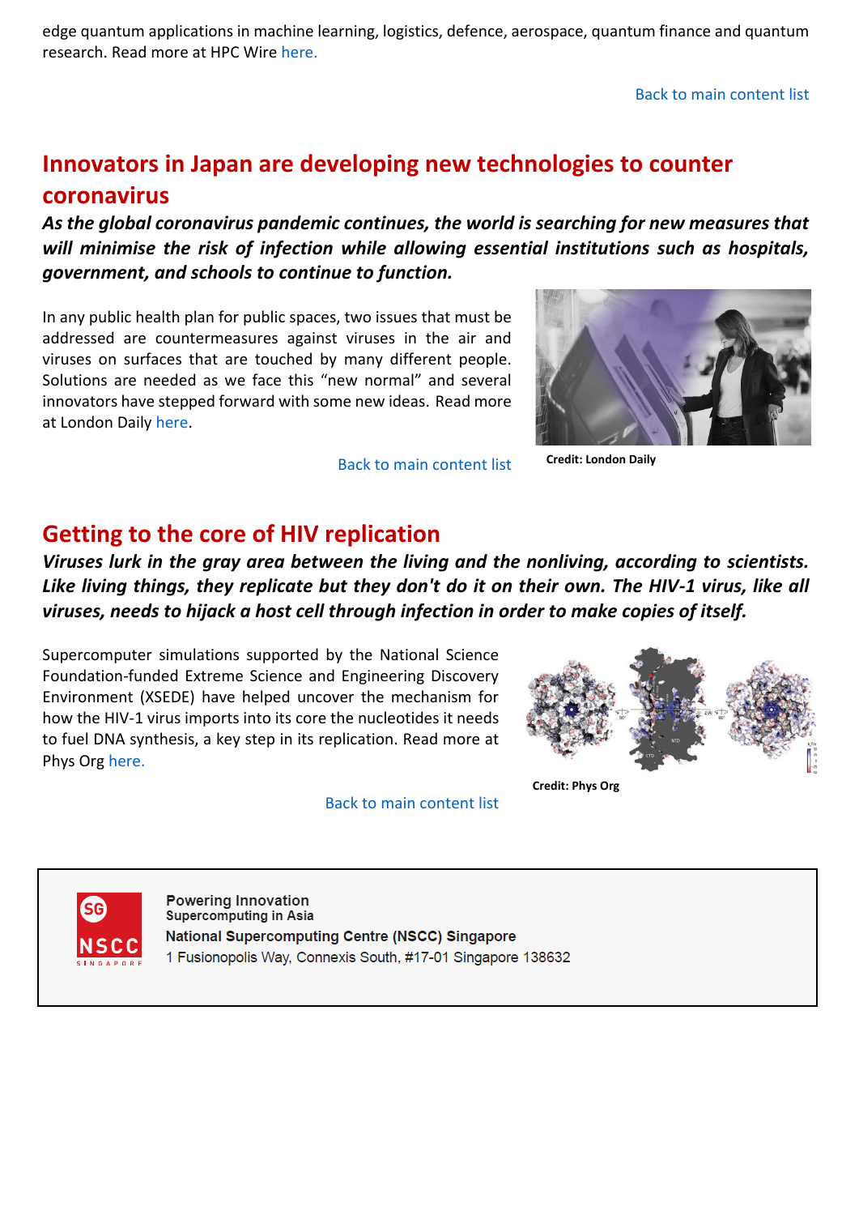edge quantum applications in machine learning, logistics, defence, aerospace, quantum finance and quantum research. Read more at HPC Wire here.

Back to main content list

## Innovators in Japan are developing new technologies to counter coronavirus

***As the global coronavirus pandemic continues, the world is searching for new measures that will minimise the risk of infection while allowing essential institutions such as hospitals, government, and schools to continue to function.***

In any public health plan for public spaces, two issues that must be addressed are countermeasures against viruses in the air and viruses on surfaces that are touched by many different people. Solutions are needed as we face this "new normal" and several innovators have stepped forward with some new ideas. Read more at London Daily here.

**Credit: London Daily**

Back to main content list

## Getting to the core of HIV replication

***Viruses lurk in the gray area between the living and the nonliving, according to scientists. Like living things, they replicate but they don't do it on their own. The HIV-1 virus, like all viruses, needs to hijack a host cell through infection in order to make copies of itself.***

Supercomputer simulations supported by the National Science Foundation-funded Extreme Science and Engineering Discovery Environment (XSEDE) have helped uncover the mechanism for how the HIV-1 virus imports into its core the nucleotides it needs to fuel DNA synthesis, a key step in its replication. Read more at Phys Org here.

**Credit: Phys Org**

Back to main content list

**Powering Innovation**
**Supercomputing in Asia**
**National Supercomputing Centre (NSCC) Singapore**
1 Fusionopolis Way, Connexis South, #17-01 Singapore 138632